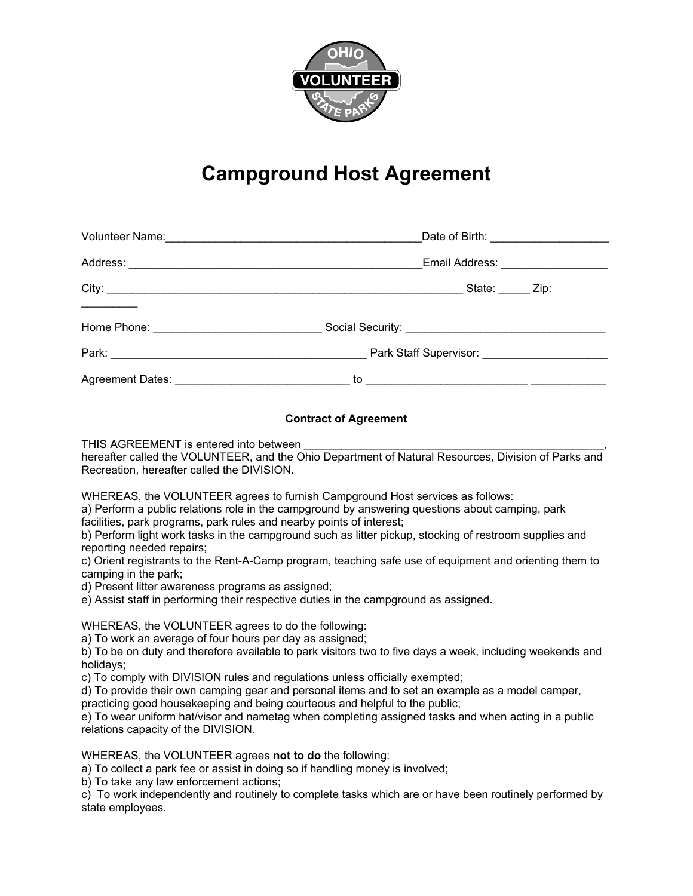# Campground Host Agreement

Volunteer Name:_________________________________________Date of Birth: ___________________

Address: _______________________________________________Email Address: _________________

City: _________________________________________________________ State: _____ Zip: _________

Home Phone: __________________________ Social Security: _______________________________

Park: _________________________________________ Park Staff Supervisor: ____________________

Agreement Dates: ____________________________ to __________________________ ____________

**Contract of Agreement**

THIS AGREEMENT is entered into between _________________________________________________, hereafter called the VOLUNTEER, and the Ohio Department of Natural Resources, Division of Parks and Recreation, hereafter called the DIVISION.

WHEREAS, the VOLUNTEER agrees to furnish Campground Host services as follows:
a) Perform a public relations role in the campground by answering questions about camping, park facilities, park programs, park rules and nearby points of interest;
b) Perform light work tasks in the campground such as litter pickup, stocking of restroom supplies and reporting needed repairs;
c) Orient registrants to the Rent-A-Camp program, teaching safe use of equipment and orienting them to camping in the park;
d) Present litter awareness programs as assigned;
e) Assist staff in performing their respective duties in the campground as assigned.

WHEREAS, the VOLUNTEER agrees to do the following:
a) To work an average of four hours per day as assigned;
b) To be on duty and therefore available to park visitors two to five days a week, including weekends and holidays;
c) To comply with DIVISION rules and regulations unless officially exempted;
d) To provide their own camping gear and personal items and to set an example as a model camper, practicing good housekeeping and being courteous and helpful to the public;
e) To wear uniform hat/visor and nametag when completing assigned tasks and when acting in a public relations capacity of the DIVISION.

WHEREAS, the VOLUNTEER agrees **not to do** the following:
a) To collect a park fee or assist in doing so if handling money is involved;
b) To take any law enforcement actions;
c) To work independently and routinely to complete tasks which are or have been routinely performed by state employees.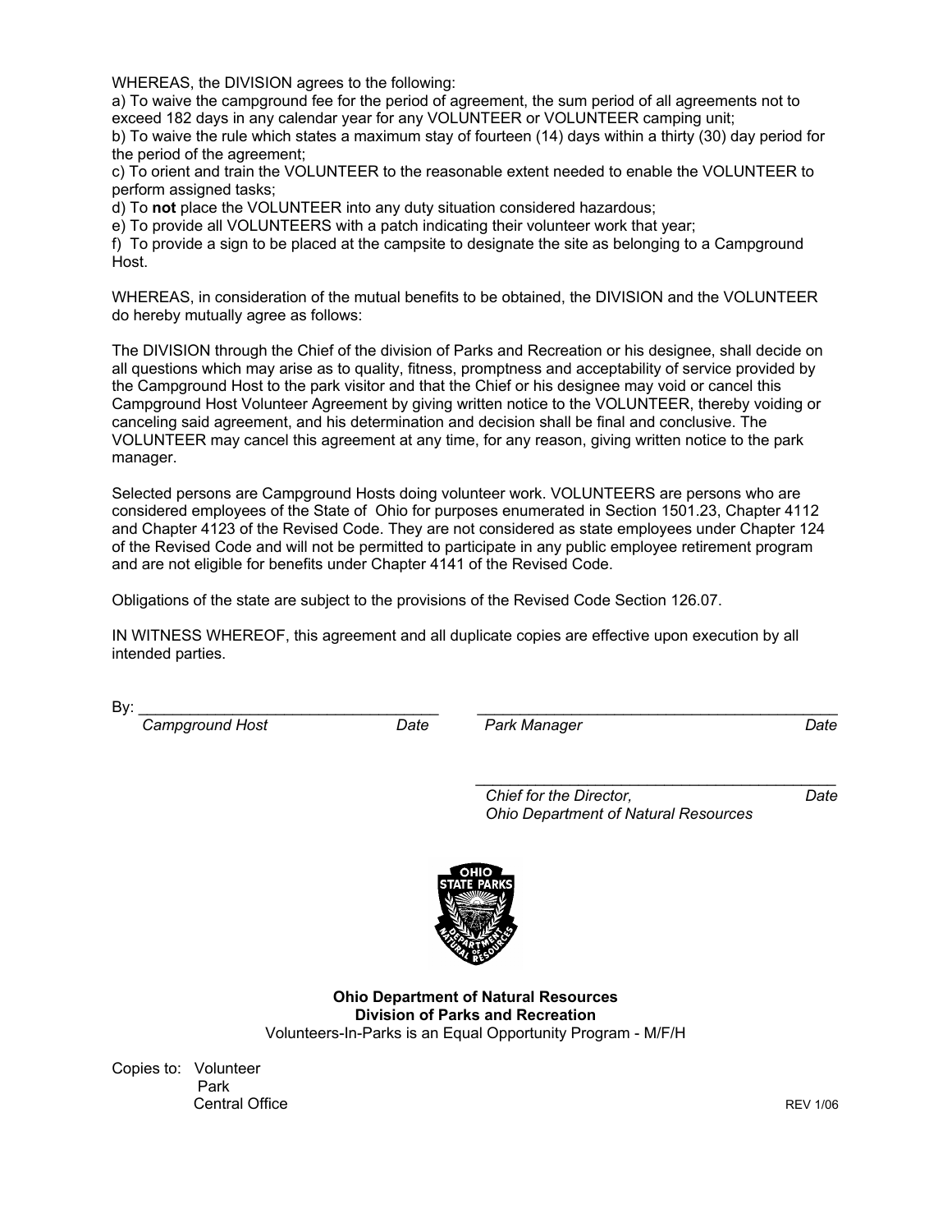WHEREAS, the DIVISION agrees to the following:

a) To waive the campground fee for the period of agreement, the sum period of all agreements not to exceed 182 days in any calendar year for any VOLUNTEER or VOLUNTEER camping unit;

b) To waive the rule which states a maximum stay of fourteen (14) days within a thirty (30) day period for the period of the agreement;

c) To orient and train the VOLUNTEER to the reasonable extent needed to enable the VOLUNTEER to perform assigned tasks;

d) To **not** place the VOLUNTEER into any duty situation considered hazardous;

e) To provide all VOLUNTEERS with a patch indicating their volunteer work that year;

f) To provide a sign to be placed at the campsite to designate the site as belonging to a Campground Host.

WHEREAS, in consideration of the mutual benefits to be obtained, the DIVISION and the VOLUNTEER do hereby mutually agree as follows:

The DIVISION through the Chief of the division of Parks and Recreation or his designee, shall decide on all questions which may arise as to quality, fitness, promptness and acceptability of service provided by the Campground Host to the park visitor and that the Chief or his designee may void or cancel this Campground Host Volunteer Agreement by giving written notice to the VOLUNTEER, thereby voiding or canceling said agreement, and his determination and decision shall be final and conclusive. The VOLUNTEER may cancel this agreement at any time, for any reason, giving written notice to the park manager.

Selected persons are Campground Hosts doing volunteer work. VOLUNTEERS are persons who are considered employees of the State of Ohio for purposes enumerated in Section 1501.23, Chapter 4112 and Chapter 4123 of the Revised Code. They are not considered as state employees under Chapter 124 of the Revised Code and will not be permitted to participate in any public employee retirement program and are not eligible for benefits under Chapter 4141 of the Revised Code.

Obligations of the state are subject to the provisions of the Revised Code Section 126.07.

IN WITNESS WHEREOF, this agreement and all duplicate copies are effective upon execution by all intended parties.

By: ___________________________________ ___________________________________________

*Campground Host* *Date* *Park Manager* *Date*

___________________________________________

*Chief for the Director,* *Date*
*Ohio Department of Natural Resources*

**Ohio Department of Natural Resources**
**Division of Parks and Recreation**
Volunteers-In-Parks is an Equal Opportunity Program - M/F/H

Copies to: Volunteer
Park
Central Office

REV 1/06